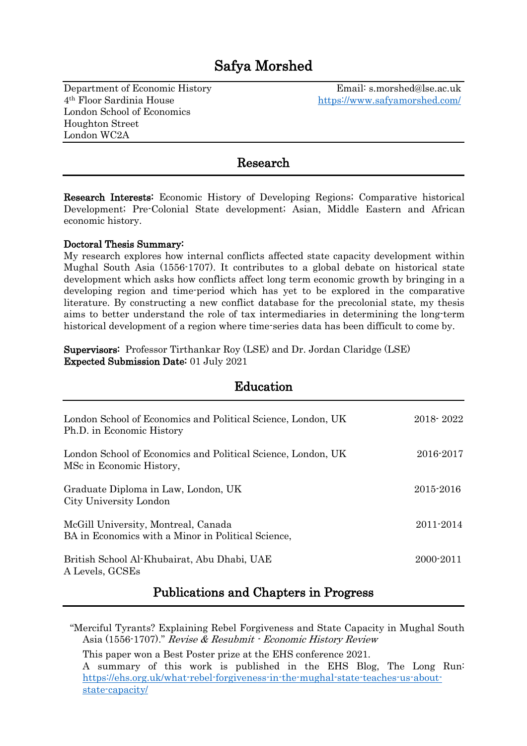# Safya Morshed

Department of Economic History
4th Floor Sardinia House
London School of Economics
Houghton Street
London WC2A

Email: s.morshed@lse.ac.uk
https://www.safyamorshed.com/

## Research

**Research Interests:** Economic History of Developing Regions; Comparative historical Development; Pre-Colonial State development; Asian, Middle Eastern and African economic history.

**Doctoral Thesis Summary:**
My research explores how internal conflicts affected state capacity development within Mughal South Asia (1556-1707). It contributes to a global debate on historical state development which asks how conflicts affect long term economic growth by bringing in a developing region and time-period which has yet to be explored in the comparative literature. By constructing a new conflict database for the precolonial state, my thesis aims to better understand the role of tax intermediaries in determining the long-term historical development of a region where time-series data has been difficult to come by.

**Supervisors:** Professor Tirthankar Roy (LSE) and Dr. Jordan Claridge (LSE)
**Expected Submission Date:** 01 July 2021

## Education

London School of Economics and Political Science, London, UK — 2018- 2022
Ph.D. in Economic History

London School of Economics and Political Science, London, UK — 2016-2017
MSc in Economic History,

Graduate Diploma in Law, London, UK — 2015-2016
City University London

McGill University, Montreal, Canada — 2011-2014
BA in Economics with a Minor in Political Science,

British School Al-Khubairat, Abu Dhabi, UAE — 2000-2011
A Levels, GCSEs

## Publications and Chapters in Progress

"Merciful Tyrants? Explaining Rebel Forgiveness and State Capacity in Mughal South Asia (1556-1707)." *Revise & Resubmit - Economic History Review*

This paper won a Best Poster prize at the EHS conference 2021.
A summary of this work is published in the EHS Blog, The Long Run: https://ehs.org.uk/what-rebel-forgiveness-in-the-mughal-state-teaches-us-about-state-capacity/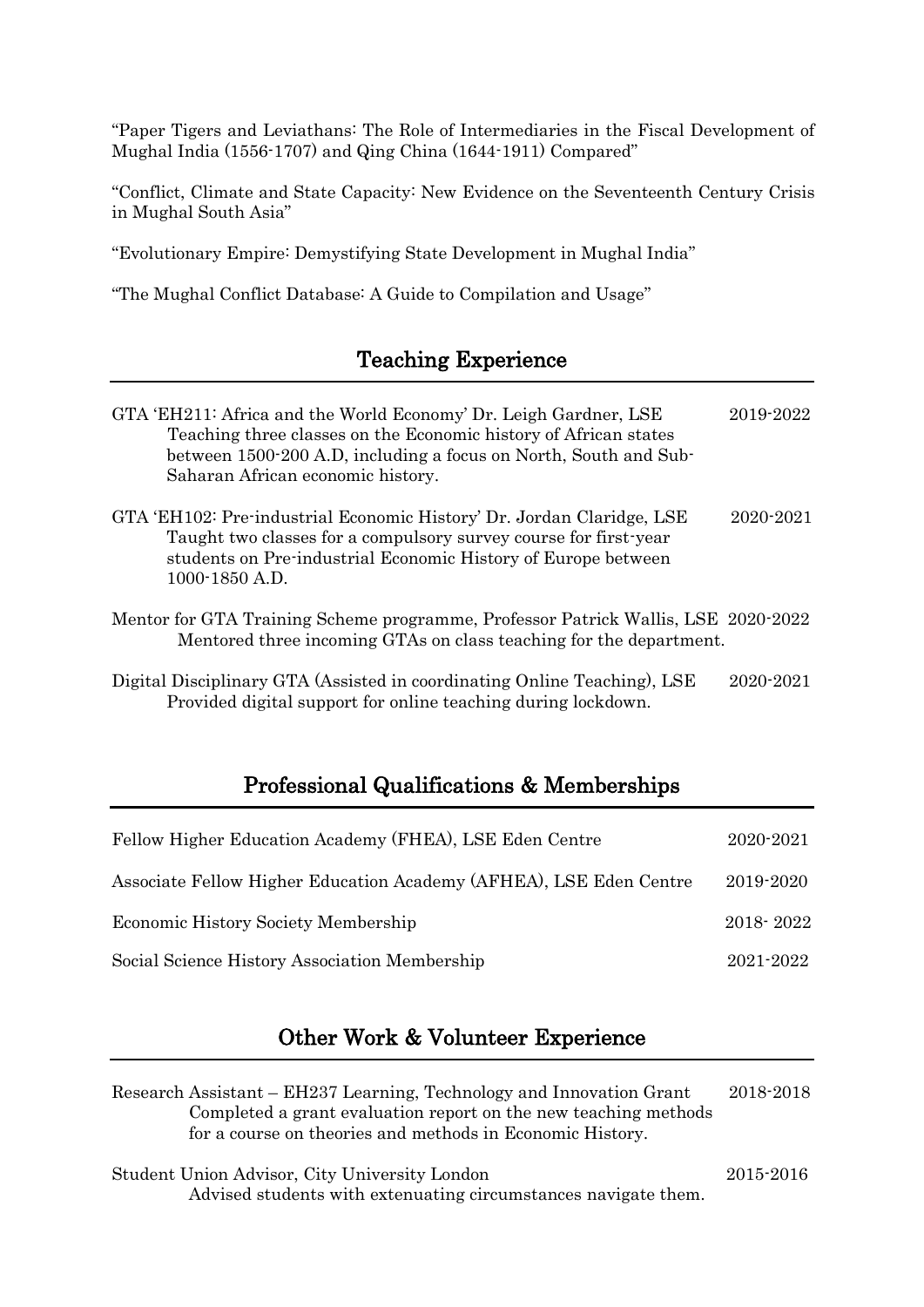"Paper Tigers and Leviathans: The Role of Intermediaries in the Fiscal Development of Mughal India (1556-1707) and Qing China (1644-1911) Compared"

"Conflict, Climate and State Capacity: New Evidence on the Seventeenth Century Crisis in Mughal South Asia"

"Evolutionary Empire: Demystifying State Development in Mughal India"

"The Mughal Conflict Database: A Guide to Compilation and Usage"

## Teaching Experience

GTA 'EH211: Africa and the World Economy' Dr. Leigh Gardner, LSE — 2019-2022
Teaching three classes on the Economic history of African states between 1500-200 A.D, including a focus on North, South and Sub-Saharan African economic history.

GTA 'EH102: Pre-industrial Economic History' Dr. Jordan Claridge, LSE — 2020-2021
Taught two classes for a compulsory survey course for first-year students on Pre-industrial Economic History of Europe between 1000-1850 A.D.

Mentor for GTA Training Scheme programme, Professor Patrick Wallis, LSE — 2020-2022
Mentored three incoming GTAs on class teaching for the department.

Digital Disciplinary GTA (Assisted in coordinating Online Teaching), LSE — 2020-2021
Provided digital support for online teaching during lockdown.

## Professional Qualifications & Memberships

| | |
|---|---|
| Fellow Higher Education Academy (FHEA), LSE Eden Centre | 2020-2021 |
| Associate Fellow Higher Education Academy (AFHEA), LSE Eden Centre | 2019-2020 |
| Economic History Society Membership | 2018- 2022 |
| Social Science History Association Membership | 2021-2022 |

## Other Work & Volunteer Experience

Research Assistant – EH237 Learning, Technology and Innovation Grant — 2018-2018
Completed a grant evaluation report on the new teaching methods for a course on theories and methods in Economic History.

Student Union Advisor, City University London — 2015-2016
Advised students with extenuating circumstances navigate them.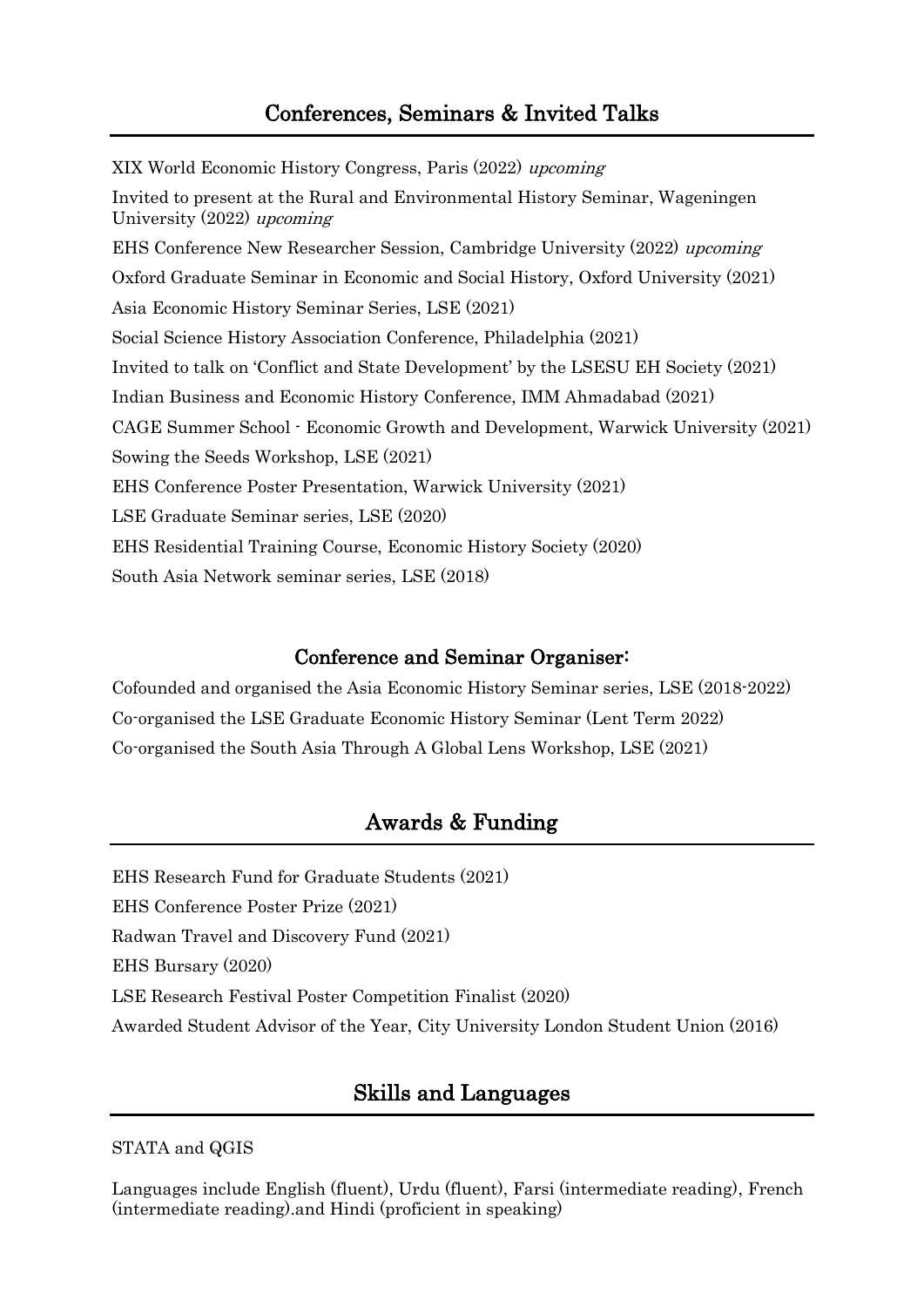## Conferences, Seminars & Invited Talks

XIX World Economic History Congress, Paris (2022) *upcoming*

Invited to present at the Rural and Environmental History Seminar, Wageningen University (2022) *upcoming*

EHS Conference New Researcher Session, Cambridge University (2022) *upcoming*

Oxford Graduate Seminar in Economic and Social History, Oxford University (2021)

Asia Economic History Seminar Series, LSE (2021)

Social Science History Association Conference, Philadelphia (2021)

Invited to talk on 'Conflict and State Development' by the LSESU EH Society (2021)

Indian Business and Economic History Conference, IMM Ahmadabad (2021)

CAGE Summer School - Economic Growth and Development, Warwick University (2021)

Sowing the Seeds Workshop, LSE (2021)

EHS Conference Poster Presentation, Warwick University (2021)

LSE Graduate Seminar series, LSE (2020)

EHS Residential Training Course, Economic History Society (2020)

South Asia Network seminar series, LSE (2018)

### Conference and Seminar Organiser:

Cofounded and organised the Asia Economic History Seminar series, LSE (2018-2022)

Co-organised the LSE Graduate Economic History Seminar (Lent Term 2022)

Co-organised the South Asia Through A Global Lens Workshop, LSE (2021)

## Awards & Funding

EHS Research Fund for Graduate Students (2021)

EHS Conference Poster Prize (2021)

Radwan Travel and Discovery Fund (2021)

EHS Bursary (2020)

LSE Research Festival Poster Competition Finalist (2020)

Awarded Student Advisor of the Year, City University London Student Union (2016)

## Skills and Languages

STATA and QGIS

Languages include English (fluent), Urdu (fluent), Farsi (intermediate reading), French (intermediate reading).and Hindi (proficient in speaking)